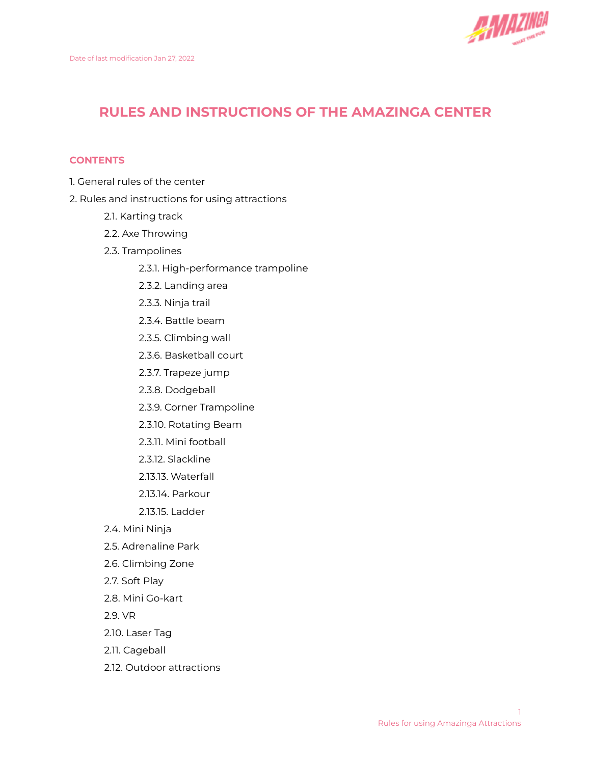Date of last modification Jan 27, 2022

# RULES AND INSTRUCTIONS OF THE AMAZINGA CENTER

## CONTENTS

1. General rules of the center
2. Rules and instructions for using attractions
   - 2.1. Karting track
   - 2.2. Axe Throwing
   - 2.3. Trampolines
     - 2.3.1. High-performance trampoline
     - 2.3.2. Landing area
     - 2.3.3. Ninja trail
     - 2.3.4. Battle beam
     - 2.3.5. Climbing wall
     - 2.3.6. Basketball court
     - 2.3.7. Trapeze jump
     - 2.3.8. Dodgeball
     - 2.3.9. Corner Trampoline
     - 2.3.10. Rotating Beam
     - 2.3.11. Mini football
     - 2.3.12. Slackline
     - 2.13.13. Waterfall
     - 2.13.14. Parkour
     - 2.13.15. Ladder
   - 2.4. Mini Ninja
   - 2.5. Adrenaline Park
   - 2.6. Climbing Zone
   - 2.7. Soft Play
   - 2.8. Mini Go-kart
   - 2.9. VR
   - 2.10. Laser Tag
   - 2.11. Cageball
   - 2.12. Outdoor attractions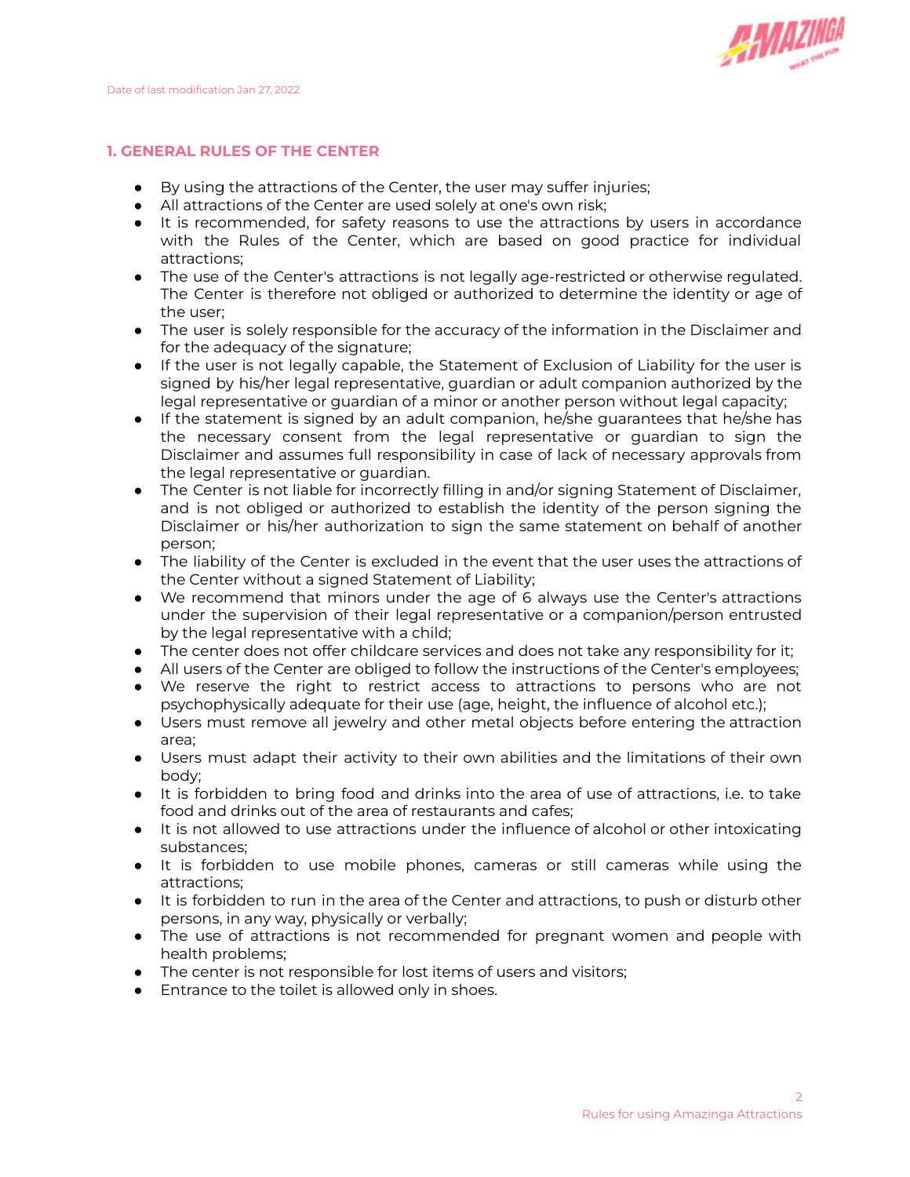Date of last modification Jan 27, 2022

## 1. GENERAL RULES OF THE CENTER

- By using the attractions of the Center, the user may suffer injuries;
- All attractions of the Center are used solely at one's own risk;
- It is recommended, for safety reasons to use the attractions by users in accordance with the Rules of the Center, which are based on good practice for individual attractions;
- The use of the Center's attractions is not legally age-restricted or otherwise regulated. The Center is therefore not obliged or authorized to determine the identity or age of the user;
- The user is solely responsible for the accuracy of the information in the Disclaimer and for the adequacy of the signature;
- If the user is not legally capable, the Statement of Exclusion of Liability for the user is signed by his/her legal representative, guardian or adult companion authorized by the legal representative or guardian of a minor or another person without legal capacity;
- If the statement is signed by an adult companion, he/she guarantees that he/she has the necessary consent from the legal representative or guardian to sign the Disclaimer and assumes full responsibility in case of lack of necessary approvals from the legal representative or guardian.
- The Center is not liable for incorrectly filling in and/or signing Statement of Disclaimer, and is not obliged or authorized to establish the identity of the person signing the Disclaimer or his/her authorization to sign the same statement on behalf of another person;
- The liability of the Center is excluded in the event that the user uses the attractions of the Center without a signed Statement of Liability;
- We recommend that minors under the age of 6 always use the Center's attractions under the supervision of their legal representative or a companion/person entrusted by the legal representative with a child;
- The center does not offer childcare services and does not take any responsibility for it;
- All users of the Center are obliged to follow the instructions of the Center's employees;
- We reserve the right to restrict access to attractions to persons who are not psychophysically adequate for their use (age, height, the influence of alcohol etc.);
- Users must remove all jewelry and other metal objects before entering the attraction area;
- Users must adapt their activity to their own abilities and the limitations of their own body;
- It is forbidden to bring food and drinks into the area of use of attractions, i.e. to take food and drinks out of the area of restaurants and cafes;
- It is not allowed to use attractions under the influence of alcohol or other intoxicating substances;
- It is forbidden to use mobile phones, cameras or still cameras while using the attractions;
- It is forbidden to run in the area of the Center and attractions, to push or disturb other persons, in any way, physically or verbally;
- The use of attractions is not recommended for pregnant women and people with health problems;
- The center is not responsible for lost items of users and visitors;
- Entrance to the toilet is allowed only in shoes.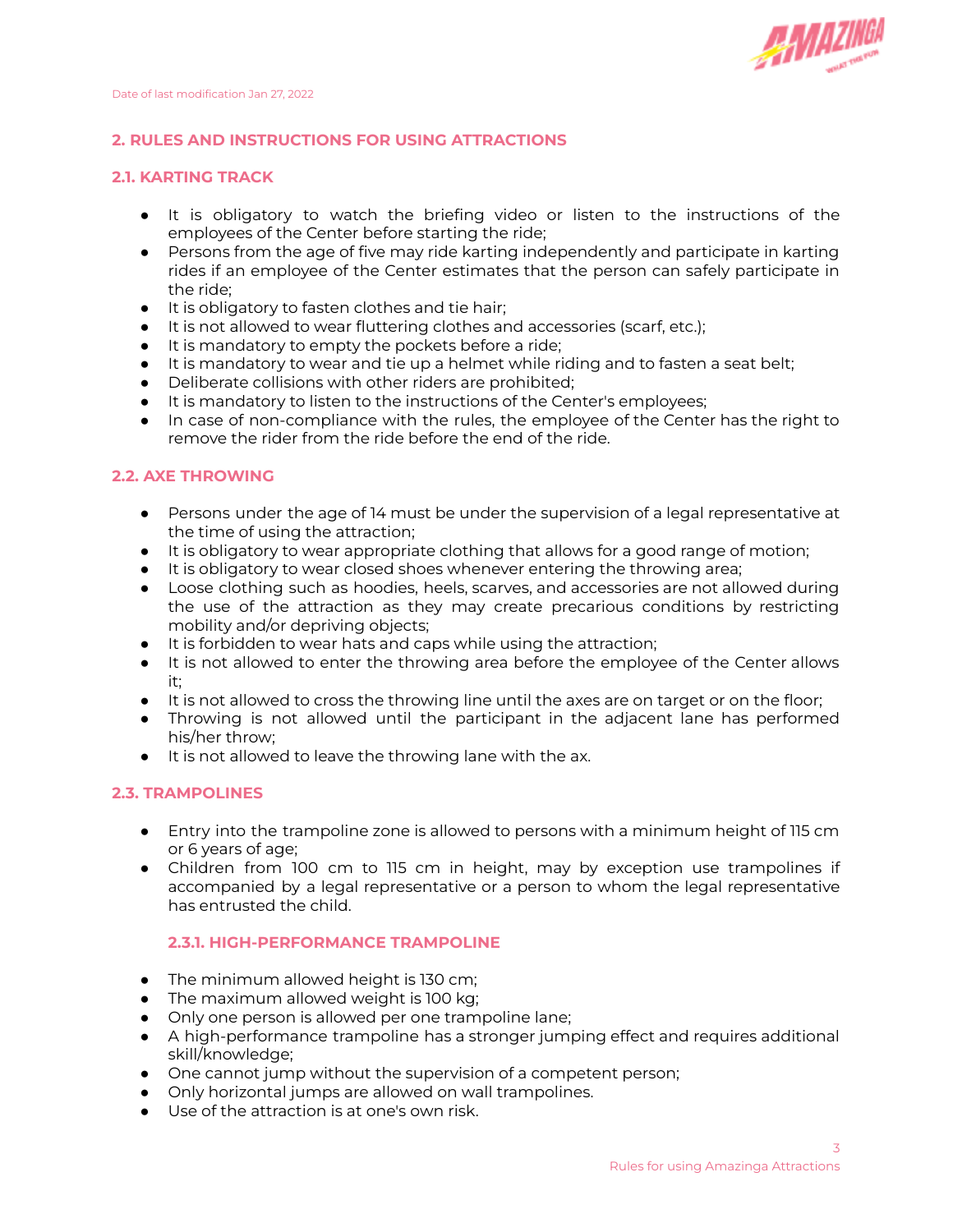## 2. RULES AND INSTRUCTIONS FOR USING ATTRACTIONS

### 2.1. KARTING TRACK

- It is obligatory to watch the briefing video or listen to the instructions of the employees of the Center before starting the ride;
- Persons from the age of five may ride karting independently and participate in karting rides if an employee of the Center estimates that the person can safely participate in the ride;
- It is obligatory to fasten clothes and tie hair;
- It is not allowed to wear fluttering clothes and accessories (scarf, etc.);
- It is mandatory to empty the pockets before a ride;
- It is mandatory to wear and tie up a helmet while riding and to fasten a seat belt;
- Deliberate collisions with other riders are prohibited;
- It is mandatory to listen to the instructions of the Center's employees;
- In case of non-compliance with the rules, the employee of the Center has the right to remove the rider from the ride before the end of the ride.

### 2.2. AXE THROWING

- Persons under the age of 14 must be under the supervision of a legal representative at the time of using the attraction;
- It is obligatory to wear appropriate clothing that allows for a good range of motion;
- It is obligatory to wear closed shoes whenever entering the throwing area;
- Loose clothing such as hoodies, heels, scarves, and accessories are not allowed during the use of the attraction as they may create precarious conditions by restricting mobility and/or depriving objects;
- It is forbidden to wear hats and caps while using the attraction;
- It is not allowed to enter the throwing area before the employee of the Center allows it;
- It is not allowed to cross the throwing line until the axes are on target or on the floor;
- Throwing is not allowed until the participant in the adjacent lane has performed his/her throw;
- It is not allowed to leave the throwing lane with the ax.

### 2.3. TRAMPOLINES

- Entry into the trampoline zone is allowed to persons with a minimum height of 115 cm or 6 years of age;
- Children from 100 cm to 115 cm in height, may by exception use trampolines if accompanied by a legal representative or a person to whom the legal representative has entrusted the child.

#### 2.3.1. HIGH-PERFORMANCE TRAMPOLINE

- The minimum allowed height is 130 cm;
- The maximum allowed weight is 100 kg;
- Only one person is allowed per one trampoline lane;
- A high-performance trampoline has a stronger jumping effect and requires additional skill/knowledge;
- One cannot jump without the supervision of a competent person;
- Only horizontal jumps are allowed on wall trampolines.
- Use of the attraction is at one's own risk.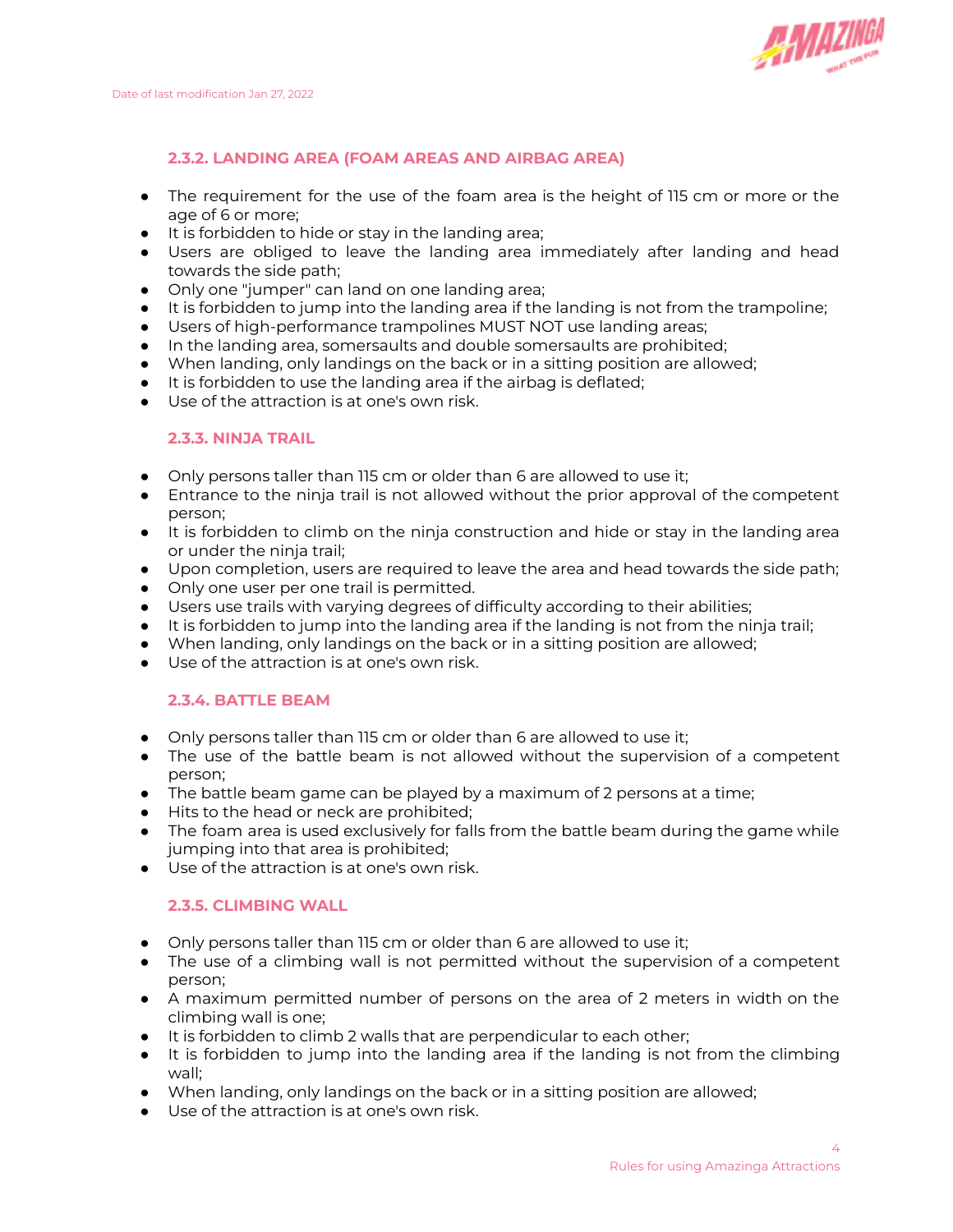### 2.3.2. LANDING AREA (FOAM AREAS AND AIRBAG AREA)

- The requirement for the use of the foam area is the height of 115 cm or more or the age of 6 or more;
- It is forbidden to hide or stay in the landing area;
- Users are obliged to leave the landing area immediately after landing and head towards the side path;
- Only one "jumper" can land on one landing area;
- It is forbidden to jump into the landing area if the landing is not from the trampoline;
- Users of high-performance trampolines MUST NOT use landing areas;
- In the landing area, somersaults and double somersaults are prohibited;
- When landing, only landings on the back or in a sitting position are allowed;
- It is forbidden to use the landing area if the airbag is deflated;
- Use of the attraction is at one's own risk.

### 2.3.3. NINJA TRAIL

- Only persons taller than 115 cm or older than 6 are allowed to use it;
- Entrance to the ninja trail is not allowed without the prior approval of the competent person;
- It is forbidden to climb on the ninja construction and hide or stay in the landing area or under the ninja trail;
- Upon completion, users are required to leave the area and head towards the side path;
- Only one user per one trail is permitted.
- Users use trails with varying degrees of difficulty according to their abilities;
- It is forbidden to jump into the landing area if the landing is not from the ninja trail;
- When landing, only landings on the back or in a sitting position are allowed;
- Use of the attraction is at one's own risk.

### 2.3.4. BATTLE BEAM

- Only persons taller than 115 cm or older than 6 are allowed to use it;
- The use of the battle beam is not allowed without the supervision of a competent person;
- The battle beam game can be played by a maximum of 2 persons at a time;
- Hits to the head or neck are prohibited;
- The foam area is used exclusively for falls from the battle beam during the game while jumping into that area is prohibited;
- Use of the attraction is at one's own risk.

### 2.3.5. CLIMBING WALL

- Only persons taller than 115 cm or older than 6 are allowed to use it;
- The use of a climbing wall is not permitted without the supervision of a competent person;
- A maximum permitted number of persons on the area of 2 meters in width on the climbing wall is one;
- It is forbidden to climb 2 walls that are perpendicular to each other;
- It is forbidden to jump into the landing area if the landing is not from the climbing wall;
- When landing, only landings on the back or in a sitting position are allowed;
- Use of the attraction is at one's own risk.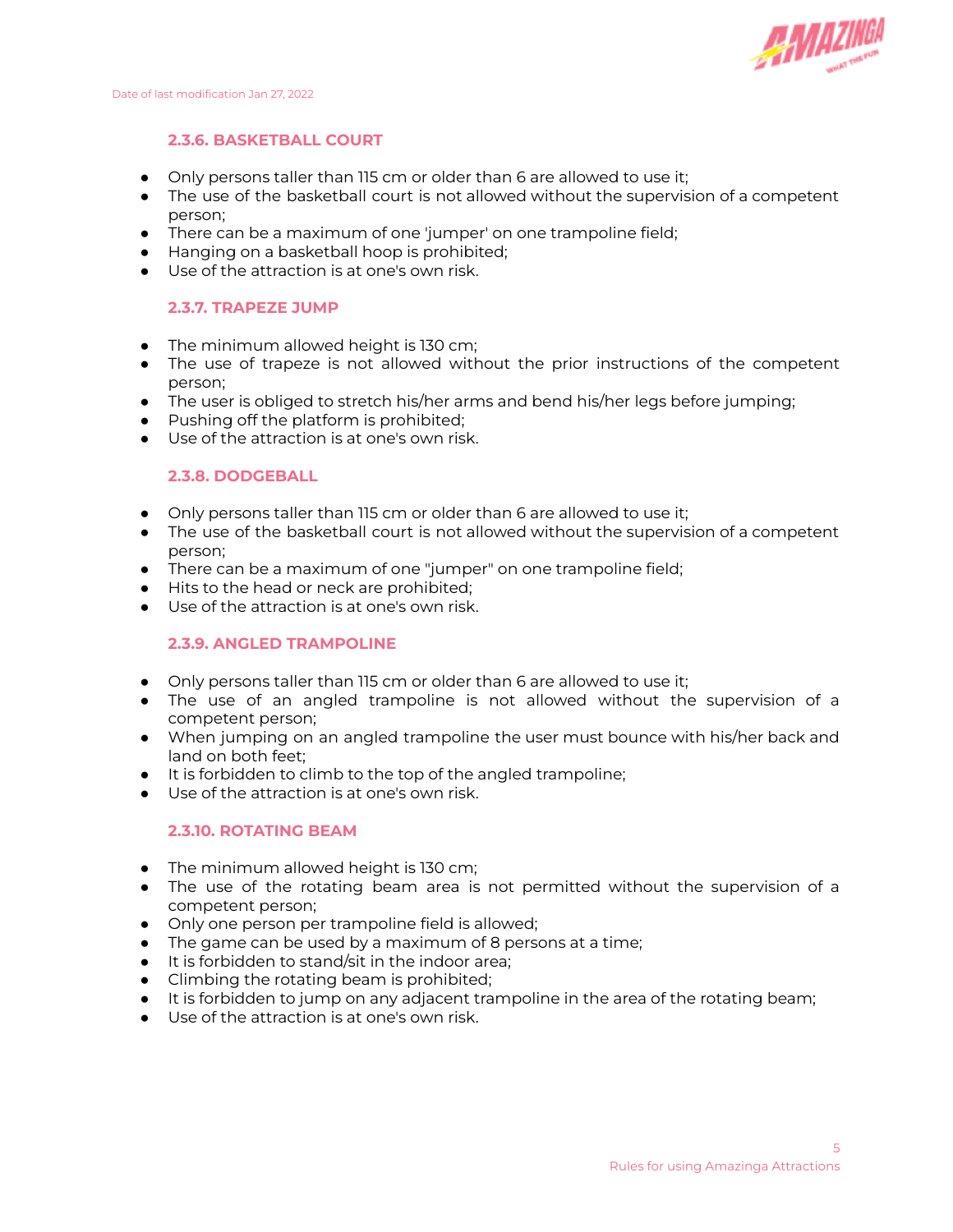#### 2.3.6. BASKETBALL COURT

- Only persons taller than 115 cm or older than 6 are allowed to use it;
- The use of the basketball court is not allowed without the supervision of a competent person;
- There can be a maximum of one 'jumper' on one trampoline field;
- Hanging on a basketball hoop is prohibited;
- Use of the attraction is at one's own risk.

#### 2.3.7. TRAPEZE JUMP

- The minimum allowed height is 130 cm;
- The use of trapeze is not allowed without the prior instructions of the competent person;
- The user is obliged to stretch his/her arms and bend his/her legs before jumping;
- Pushing off the platform is prohibited;
- Use of the attraction is at one's own risk.

#### 2.3.8. DODGEBALL

- Only persons taller than 115 cm or older than 6 are allowed to use it;
- The use of the basketball court is not allowed without the supervision of a competent person;
- There can be a maximum of one "jumper" on one trampoline field;
- Hits to the head or neck are prohibited;
- Use of the attraction is at one's own risk.

#### 2.3.9. ANGLED TRAMPOLINE

- Only persons taller than 115 cm or older than 6 are allowed to use it;
- The use of an angled trampoline is not allowed without the supervision of a competent person;
- When jumping on an angled trampoline the user must bounce with his/her back and land on both feet;
- It is forbidden to climb to the top of the angled trampoline;
- Use of the attraction is at one's own risk.

#### 2.3.10. ROTATING BEAM

- The minimum allowed height is 130 cm;
- The use of the rotating beam area is not permitted without the supervision of a competent person;
- Only one person per trampoline field is allowed;
- The game can be used by a maximum of 8 persons at a time;
- It is forbidden to stand/sit in the indoor area;
- Climbing the rotating beam is prohibited;
- It is forbidden to jump on any adjacent trampoline in the area of the rotating beam;
- Use of the attraction is at one's own risk.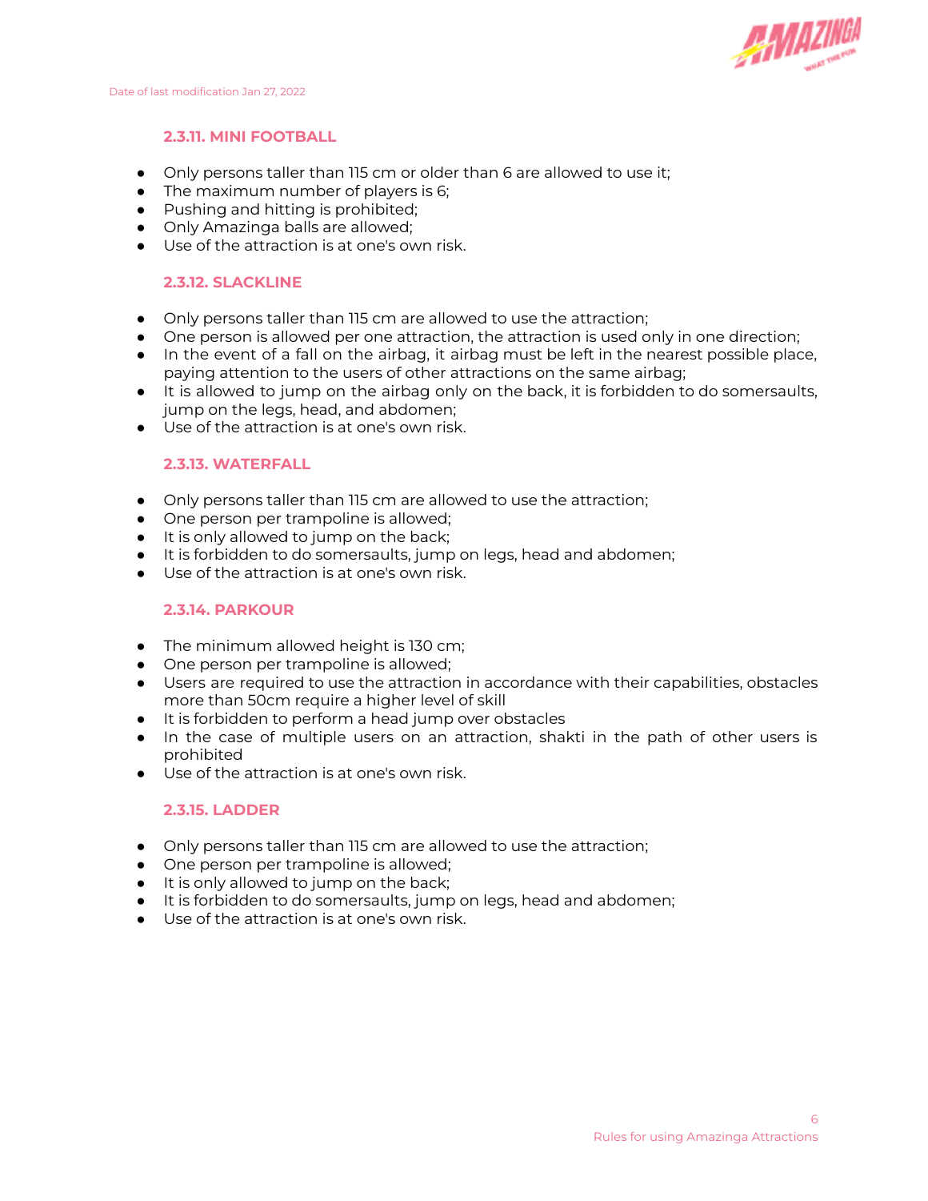### 2.3.11. MINI FOOTBALL

- Only persons taller than 115 cm or older than 6 are allowed to use it;
- The maximum number of players is 6;
- Pushing and hitting is prohibited;
- Only Amazinga balls are allowed;
- Use of the attraction is at one's own risk.

### 2.3.12. SLACKLINE

- Only persons taller than 115 cm are allowed to use the attraction;
- One person is allowed per one attraction, the attraction is used only in one direction;
- In the event of a fall on the airbag, it airbag must be left in the nearest possible place, paying attention to the users of other attractions on the same airbag;
- It is allowed to jump on the airbag only on the back, it is forbidden to do somersaults, jump on the legs, head, and abdomen;
- Use of the attraction is at one's own risk.

### 2.3.13. WATERFALL

- Only persons taller than 115 cm are allowed to use the attraction;
- One person per trampoline is allowed;
- It is only allowed to jump on the back;
- It is forbidden to do somersaults, jump on legs, head and abdomen;
- Use of the attraction is at one's own risk.

### 2.3.14. PARKOUR

- The minimum allowed height is 130 cm;
- One person per trampoline is allowed;
- Users are required to use the attraction in accordance with their capabilities, obstacles more than 50cm require a higher level of skill
- It is forbidden to perform a head jump over obstacles
- In the case of multiple users on an attraction, shakti in the path of other users is prohibited
- Use of the attraction is at one's own risk.

### 2.3.15. LADDER

- Only persons taller than 115 cm are allowed to use the attraction;
- One person per trampoline is allowed;
- It is only allowed to jump on the back;
- It is forbidden to do somersaults, jump on legs, head and abdomen;
- Use of the attraction is at one's own risk.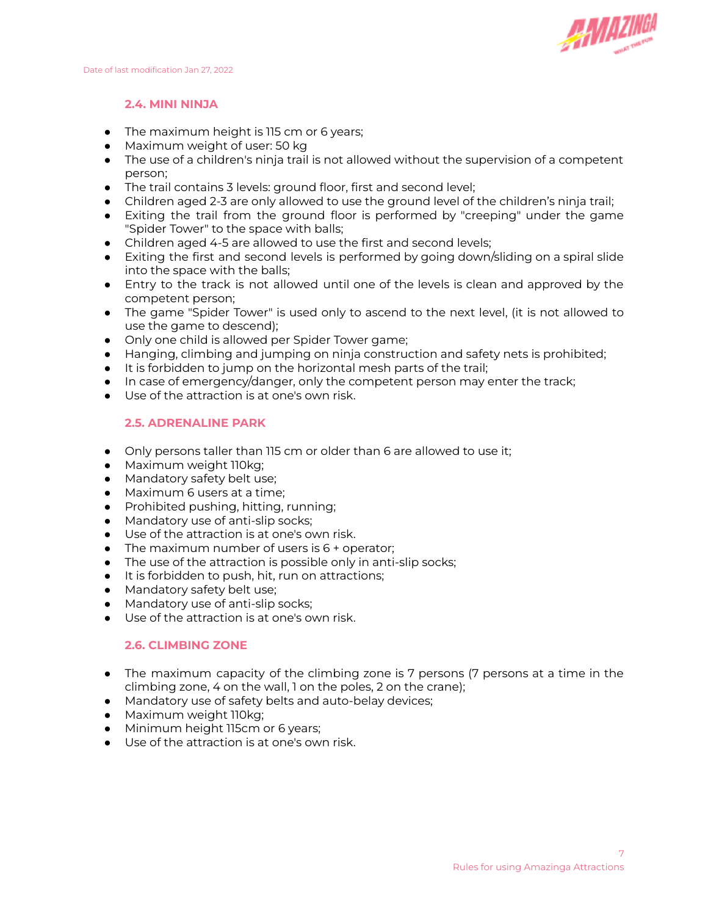### 2.4. MINI NINJA

- The maximum height is 115 cm or 6 years;
- Maximum weight of user: 50 kg
- The use of a children's ninja trail is not allowed without the supervision of a competent person;
- The trail contains 3 levels: ground floor, first and second level;
- Children aged 2-3 are only allowed to use the ground level of the children's ninja trail;
- Exiting the trail from the ground floor is performed by "creeping" under the game "Spider Tower" to the space with balls;
- Children aged 4-5 are allowed to use the first and second levels;
- Exiting the first and second levels is performed by going down/sliding on a spiral slide into the space with the balls;
- Entry to the track is not allowed until one of the levels is clean and approved by the competent person;
- The game "Spider Tower" is used only to ascend to the next level, (it is not allowed to use the game to descend);
- Only one child is allowed per Spider Tower game;
- Hanging, climbing and jumping on ninja construction and safety nets is prohibited;
- It is forbidden to jump on the horizontal mesh parts of the trail;
- In case of emergency/danger, only the competent person may enter the track;
- Use of the attraction is at one's own risk.

### 2.5. ADRENALINE PARK

- Only persons taller than 115 cm or older than 6 are allowed to use it;
- Maximum weight 110kg;
- Mandatory safety belt use;
- Maximum 6 users at a time;
- Prohibited pushing, hitting, running;
- Mandatory use of anti-slip socks;
- Use of the attraction is at one's own risk.
- The maximum number of users is 6 + operator;
- The use of the attraction is possible only in anti-slip socks;
- It is forbidden to push, hit, run on attractions;
- Mandatory safety belt use;
- Mandatory use of anti-slip socks;
- Use of the attraction is at one's own risk.

### 2.6. CLIMBING ZONE

- The maximum capacity of the climbing zone is 7 persons (7 persons at a time in the climbing zone, 4 on the wall, 1 on the poles, 2 on the crane);
- Mandatory use of safety belts and auto-belay devices;
- Maximum weight 110kg;
- Minimum height 115cm or 6 years;
- Use of the attraction is at one's own risk.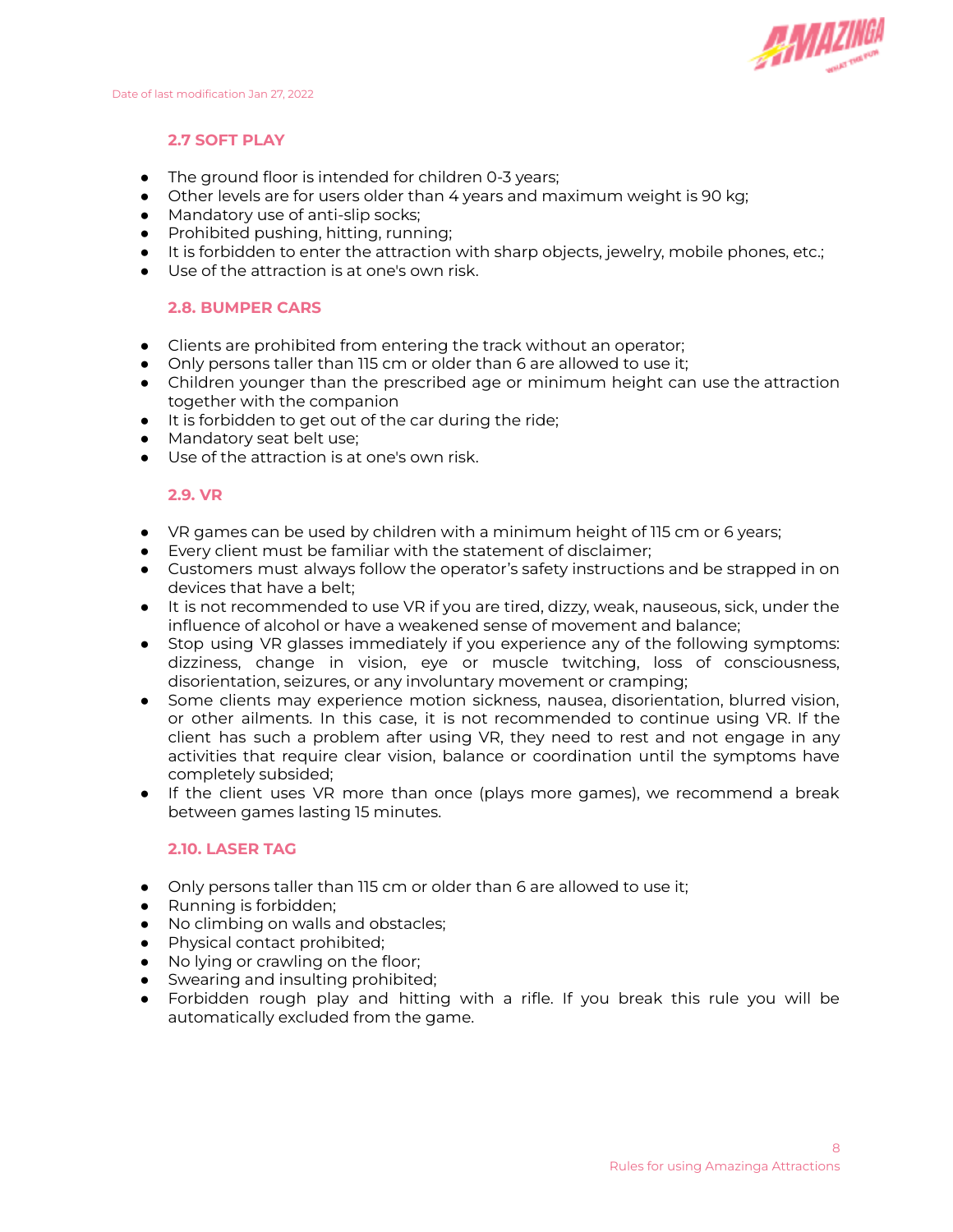### 2.7 SOFT PLAY

- The ground floor is intended for children 0-3 years;
- Other levels are for users older than 4 years and maximum weight is 90 kg;
- Mandatory use of anti-slip socks;
- Prohibited pushing, hitting, running;
- It is forbidden to enter the attraction with sharp objects, jewelry, mobile phones, etc.;
- Use of the attraction is at one's own risk.

### 2.8. BUMPER CARS

- Clients are prohibited from entering the track without an operator;
- Only persons taller than 115 cm or older than 6 are allowed to use it;
- Children younger than the prescribed age or minimum height can use the attraction together with the companion
- It is forbidden to get out of the car during the ride;
- Mandatory seat belt use;
- Use of the attraction is at one's own risk.

### 2.9. VR

- VR games can be used by children with a minimum height of 115 cm or 6 years;
- Every client must be familiar with the statement of disclaimer;
- Customers must always follow the operator's safety instructions and be strapped in on devices that have a belt;
- It is not recommended to use VR if you are tired, dizzy, weak, nauseous, sick, under the influence of alcohol or have a weakened sense of movement and balance;
- Stop using VR glasses immediately if you experience any of the following symptoms: dizziness, change in vision, eye or muscle twitching, loss of consciousness, disorientation, seizures, or any involuntary movement or cramping;
- Some clients may experience motion sickness, nausea, disorientation, blurred vision, or other ailments. In this case, it is not recommended to continue using VR. If the client has such a problem after using VR, they need to rest and not engage in any activities that require clear vision, balance or coordination until the symptoms have completely subsided;
- If the client uses VR more than once (plays more games), we recommend a break between games lasting 15 minutes.

### 2.10. LASER TAG

- Only persons taller than 115 cm or older than 6 are allowed to use it;
- Running is forbidden;
- No climbing on walls and obstacles;
- Physical contact prohibited;
- No lying or crawling on the floor;
- Swearing and insulting prohibited;
- Forbidden rough play and hitting with a rifle. If you break this rule you will be automatically excluded from the game.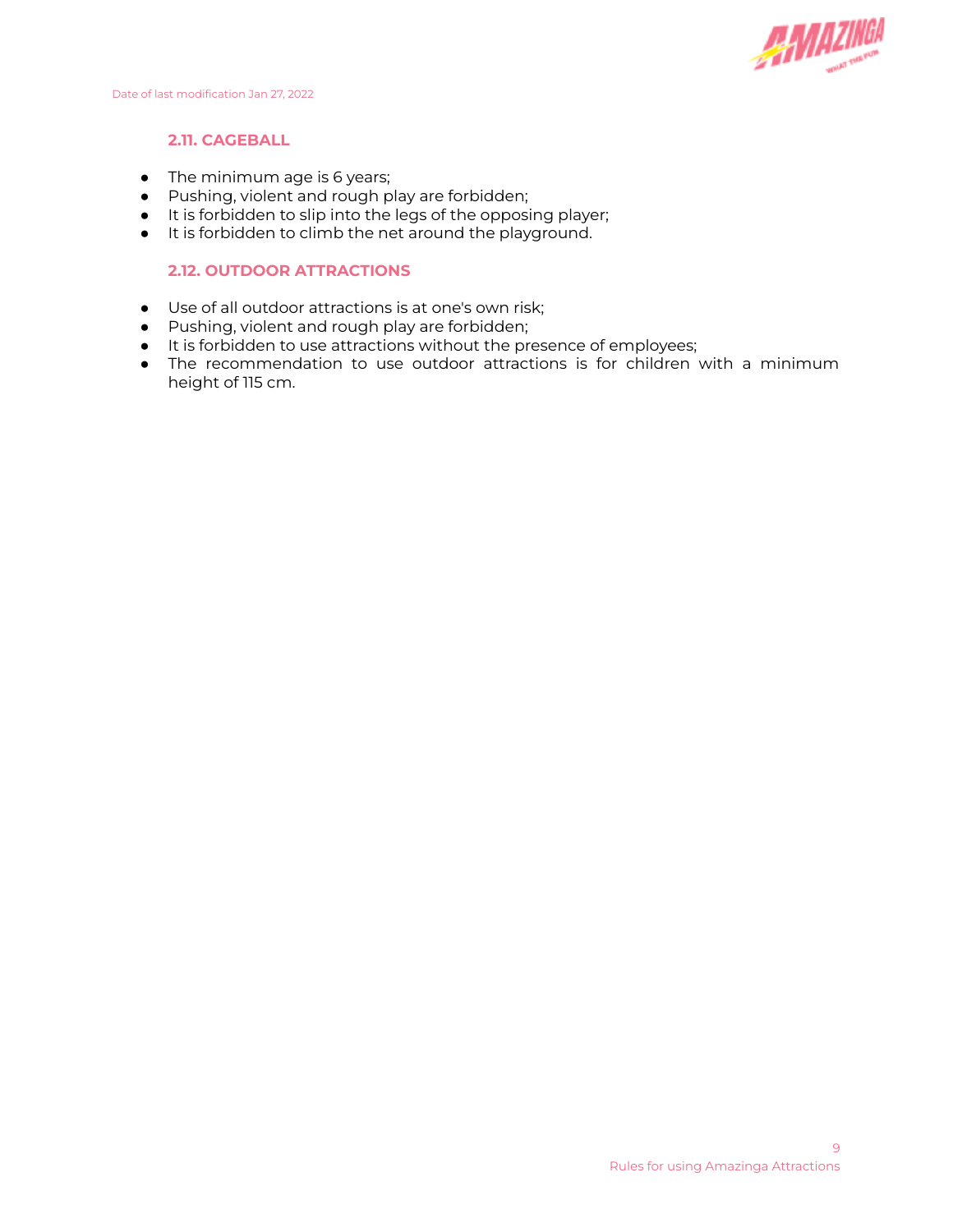### 2.11. CAGEBALL

- The minimum age is 6 years;
- Pushing, violent and rough play are forbidden;
- It is forbidden to slip into the legs of the opposing player;
- It is forbidden to climb the net around the playground.

### 2.12. OUTDOOR ATTRACTIONS

- Use of all outdoor attractions is at one's own risk;
- Pushing, violent and rough play are forbidden;
- It is forbidden to use attractions without the presence of employees;
- The recommendation to use outdoor attractions is for children with a minimum height of 115 cm.